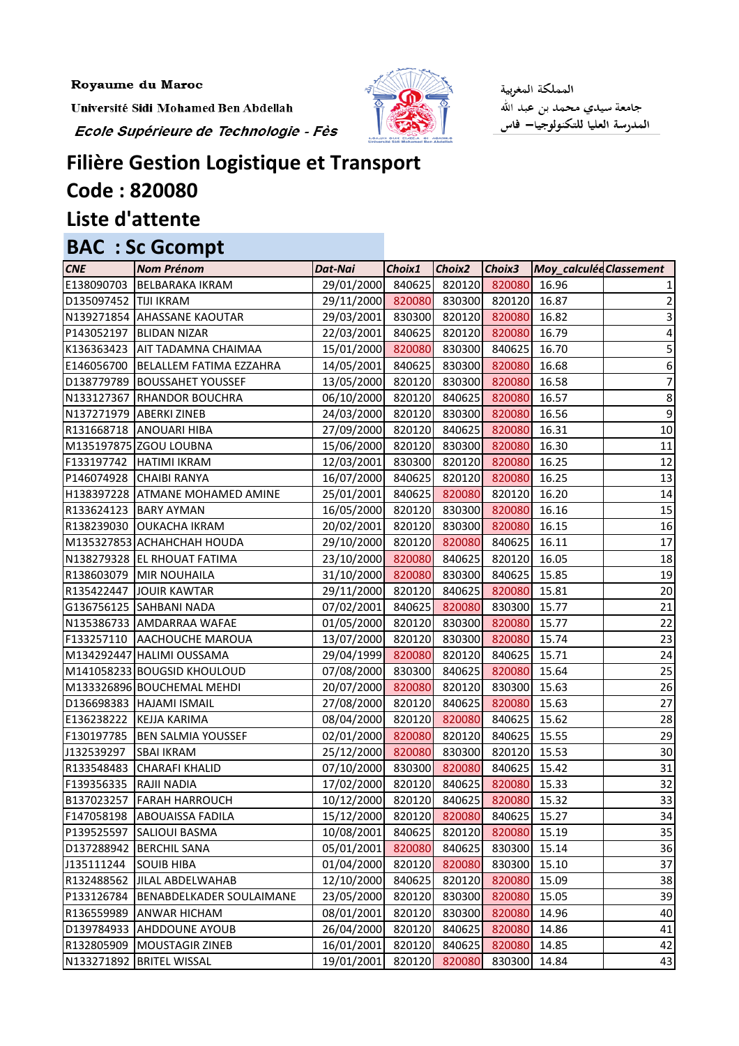Royaume du Maroc

Université Sidi Mohamed Ben Abdellah

*Ecole Supérieure de Technologie - Fès*

المملكة المغربية

جامعة سيدي محمد بن عبد الله

المدرسة العليا للتكنولوجيا– فاس

# Filière Gestion Logistique et Transport

# Code : 820080

# Liste d'attente

## BAC : Sc Gcompt

| CNE | Nom Prénom | Dat-Nai | Choix1 | Choix2 | Choix3 | Moy_calculée | Classement |
|---|---|---|---|---|---|---|---|
| E138090703 | BELBARAKA IKRAM | 29/01/2000 | 840625 | 820120 | 820080 | 16.96 | 1 |
| D135097452 | TIJI IKRAM | 29/11/2000 | 820080 | 830300 | 820120 | 16.87 | 2 |
| N139271854 | AHASSANE KAOUTAR | 29/03/2001 | 830300 | 820120 | 820080 | 16.82 | 3 |
| P143052197 | BLIDAN NIZAR | 22/03/2001 | 840625 | 820120 | 820080 | 16.79 | 4 |
| K136363423 | AIT TADAMNA CHAIMAA | 15/01/2000 | 820080 | 830300 | 840625 | 16.70 | 5 |
| E146056700 | BELALLEM FATIMA EZZAHRA | 14/05/2001 | 840625 | 830300 | 820080 | 16.68 | 6 |
| D138779789 | BOUSSAHET YOUSSEF | 13/05/2000 | 820120 | 830300 | 820080 | 16.58 | 7 |
| N133127367 | RHANDOR BOUCHRA | 06/10/2000 | 820120 | 840625 | 820080 | 16.57 | 8 |
| N137271979 | ABERKI ZINEB | 24/03/2000 | 820120 | 830300 | 820080 | 16.56 | 9 |
| R131668718 | ANOUARI HIBA | 27/09/2000 | 820120 | 840625 | 820080 | 16.31 | 10 |
| M135197875 | ZGOU LOUBNA | 15/06/2000 | 820120 | 830300 | 820080 | 16.30 | 11 |
| F133197742 | HATIMI IKRAM | 12/03/2001 | 830300 | 820120 | 820080 | 16.25 | 12 |
| P146074928 | CHAIBI RANYA | 16/07/2000 | 840625 | 820120 | 820080 | 16.25 | 13 |
| H138397228 | ATMANE MOHAMED AMINE | 25/01/2001 | 840625 | 820080 | 820120 | 16.20 | 14 |
| R133624123 | BARY AYMAN | 16/05/2000 | 820120 | 830300 | 820080 | 16.16 | 15 |
| R138239030 | OUKACHA IKRAM | 20/02/2001 | 820120 | 830300 | 820080 | 16.15 | 16 |
| M135327853 | ACHAHCHAH HOUDA | 29/10/2000 | 820120 | 820080 | 840625 | 16.11 | 17 |
| N138279328 | EL RHOUAT FATIMA | 23/10/2000 | 820080 | 840625 | 820120 | 16.05 | 18 |
| R138603079 | MIR NOUHAILA | 31/10/2000 | 820080 | 830300 | 840625 | 15.85 | 19 |
| R135422447 | JOUIR KAWTAR | 29/11/2000 | 820120 | 840625 | 820080 | 15.81 | 20 |
| G136756125 | SAHBANI NADA | 07/02/2001 | 840625 | 820080 | 830300 | 15.77 | 21 |
| N135386733 | AMDARRAA WAFAE | 01/05/2000 | 820120 | 830300 | 820080 | 15.77 | 22 |
| F133257110 | AACHOUCHE MAROUA | 13/07/2000 | 820120 | 830300 | 820080 | 15.74 | 23 |
| M134292447 | HALIMI OUSSAMA | 29/04/1999 | 820080 | 820120 | 840625 | 15.71 | 24 |
| M141058233 | BOUGSID KHOULOUD | 07/08/2000 | 830300 | 840625 | 820080 | 15.64 | 25 |
| M133326896 | BOUCHEMAL MEHDI | 20/07/2000 | 820080 | 820120 | 830300 | 15.63 | 26 |
| D136698383 | HAJAMI ISMAIL | 27/08/2000 | 820120 | 840625 | 820080 | 15.63 | 27 |
| E136238222 | KEJJA KARIMA | 08/04/2000 | 820120 | 820080 | 840625 | 15.62 | 28 |
| F130197785 | BEN SALMIA YOUSSEF | 02/01/2000 | 820080 | 820120 | 840625 | 15.55 | 29 |
| J132539297 | SBAI IKRAM | 25/12/2000 | 820080 | 830300 | 820120 | 15.53 | 30 |
| R133548483 | CHARAFI KHALID | 07/10/2000 | 830300 | 820080 | 840625 | 15.42 | 31 |
| F139356335 | RAJII NADIA | 17/02/2000 | 820120 | 840625 | 820080 | 15.33 | 32 |
| B137023257 | FARAH HARROUCH | 10/12/2000 | 820120 | 840625 | 820080 | 15.32 | 33 |
| F147058198 | ABOUAISSA FADILA | 15/12/2000 | 820120 | 820080 | 840625 | 15.27 | 34 |
| P139525597 | SALIOUI BASMA | 10/08/2001 | 840625 | 820120 | 820080 | 15.19 | 35 |
| D137288942 | BERCHIL SANA | 05/01/2001 | 820080 | 840625 | 830300 | 15.14 | 36 |
| J135111244 | SOUIB HIBA | 01/04/2000 | 820120 | 820080 | 830300 | 15.10 | 37 |
| R132488562 | JILAL ABDELWAHAB | 12/10/2000 | 840625 | 820120 | 820080 | 15.09 | 38 |
| P133126784 | BENABDELKADER SOULAIMANE | 23/05/2000 | 820120 | 830300 | 820080 | 15.05 | 39 |
| R136559989 | ANWAR HICHAM | 08/01/2001 | 820120 | 830300 | 820080 | 14.96 | 40 |
| D139784933 | AHDDOUNE AYOUB | 26/04/2000 | 820120 | 840625 | 820080 | 14.86 | 41 |
| R132805909 | MOUSTAGIR ZINEB | 16/01/2001 | 820120 | 840625 | 820080 | 14.85 | 42 |
| N133271892 | BRITEL WISSAL | 19/01/2001 | 820120 | 820080 | 830300 | 14.84 | 43 |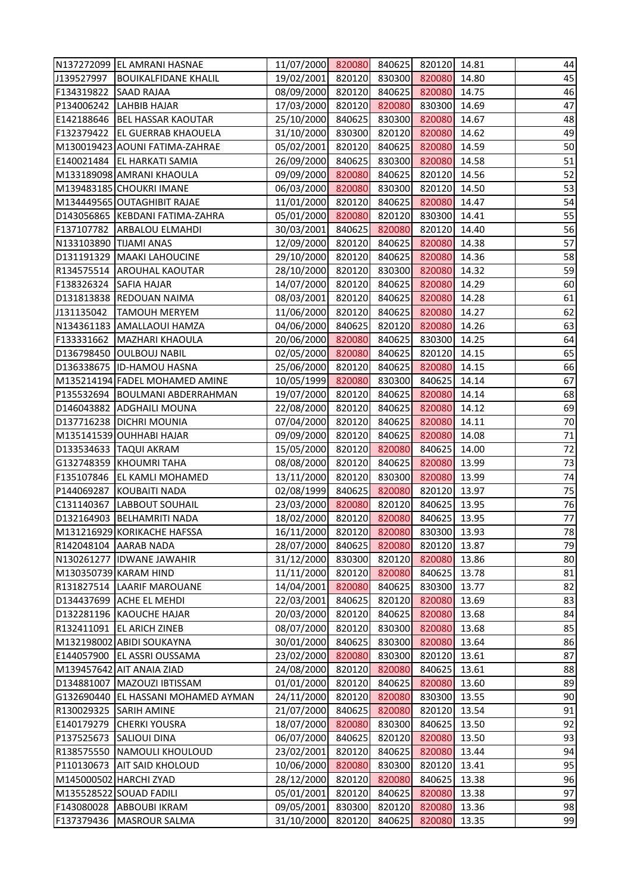| | | | | | | | |
|---|---|---|---|---|---|---|---|
| N137272099 | EL AMRANI HASNAE | 11/07/2000 | 820080 | 840625 | 820120 | 14.81 | 44 |
| J139527997 | BOUIKALFIDANE KHALIL | 19/02/2001 | 820120 | 830300 | 820080 | 14.80 | 45 |
| F134319822 | SAAD RAJAA | 08/09/2000 | 820120 | 840625 | 820080 | 14.75 | 46 |
| P134006242 | LAHBIB HAJAR | 17/03/2000 | 820120 | 820080 | 830300 | 14.69 | 47 |
| E142188646 | BEL HASSAR KAOUTAR | 25/10/2000 | 840625 | 830300 | 820080 | 14.67 | 48 |
| F132379422 | EL GUERRAB KHAOUELA | 31/10/2000 | 830300 | 820120 | 820080 | 14.62 | 49 |
| M130019423 | AOUNI FATIMA-ZAHRAE | 05/02/2001 | 820120 | 840625 | 820080 | 14.59 | 50 |
| E140021484 | EL HARKATI SAMIA | 26/09/2000 | 840625 | 830300 | 820080 | 14.58 | 51 |
| M133189098 | AMRANI KHAOULA | 09/09/2000 | 820080 | 840625 | 820120 | 14.56 | 52 |
| M139483185 | CHOUKRI IMANE | 06/03/2000 | 820080 | 830300 | 820120 | 14.50 | 53 |
| M134449565 | OUTAGHIBIT RAJAE | 11/01/2000 | 820120 | 840625 | 820080 | 14.47 | 54 |
| D143056865 | KEBDANI FATIMA-ZAHRA | 05/01/2000 | 820080 | 820120 | 830300 | 14.41 | 55 |
| F137107782 | ARBALOU ELMAHDI | 30/03/2001 | 840625 | 820080 | 820120 | 14.40 | 56 |
| N133103890 | TIJAMI ANAS | 12/09/2000 | 820120 | 840625 | 820080 | 14.38 | 57 |
| D131191329 | MAAKI LAHOUCINE | 29/10/2000 | 820120 | 840625 | 820080 | 14.36 | 58 |
| R134575514 | AROUHAL KAOUTAR | 28/10/2000 | 820120 | 830300 | 820080 | 14.32 | 59 |
| F138326324 | SAFIA HAJAR | 14/07/2000 | 820120 | 840625 | 820080 | 14.29 | 60 |
| D131813838 | REDOUAN NAIMA | 08/03/2001 | 820120 | 840625 | 820080 | 14.28 | 61 |
| J131135042 | TAMOUH MERYEM | 11/06/2000 | 820120 | 840625 | 820080 | 14.27 | 62 |
| N134361183 | AMALLAOUI HAMZA | 04/06/2000 | 840625 | 820120 | 820080 | 14.26 | 63 |
| F133331662 | MAZHARI KHAOULA | 20/06/2000 | 820080 | 840625 | 830300 | 14.25 | 64 |
| D136798450 | OULBOUJ NABIL | 02/05/2000 | 820080 | 840625 | 820120 | 14.15 | 65 |
| D136338675 | ID-HAMOU HASNA | 25/06/2000 | 820120 | 840625 | 820080 | 14.15 | 66 |
| M135214194 | FADEL MOHAMED AMINE | 10/05/1999 | 820080 | 830300 | 840625 | 14.14 | 67 |
| P135532694 | BOULMANI ABDERRAHMAN | 19/07/2000 | 820120 | 840625 | 820080 | 14.14 | 68 |
| D146043882 | ADGHAILI MOUNA | 22/08/2000 | 820120 | 840625 | 820080 | 14.12 | 69 |
| D137716238 | DICHRI MOUNIA | 07/04/2000 | 820120 | 840625 | 820080 | 14.11 | 70 |
| M135141539 | OUHHABI HAJAR | 09/09/2000 | 820120 | 840625 | 820080 | 14.08 | 71 |
| D133534633 | TAQUI AKRAM | 15/05/2000 | 820120 | 820080 | 840625 | 14.00 | 72 |
| G132748359 | KHOUMRI TAHA | 08/08/2000 | 820120 | 840625 | 820080 | 13.99 | 73 |
| F135107846 | EL KAMLI MOHAMED | 13/11/2000 | 820120 | 830300 | 820080 | 13.99 | 74 |
| P144069287 | KOUBAITI NADA | 02/08/1999 | 840625 | 820080 | 820120 | 13.97 | 75 |
| C131140367 | LABBOUT SOUHAIL | 23/03/2000 | 820080 | 820120 | 840625 | 13.95 | 76 |
| D132164903 | BELHAMRITI NADA | 18/02/2000 | 820120 | 820080 | 840625 | 13.95 | 77 |
| M131216929 | KORIKACHE HAFSSA | 16/11/2000 | 820120 | 820080 | 830300 | 13.93 | 78 |
| R142048104 | AARAB NADA | 28/07/2000 | 840625 | 820080 | 820120 | 13.87 | 79 |
| N130261277 | IDWANE JAWAHIR | 31/12/2000 | 830300 | 820120 | 820080 | 13.86 | 80 |
| M130350739 | KARAM HIND | 11/11/2000 | 820120 | 820080 | 840625 | 13.78 | 81 |
| R131827514 | LAARIF MAROUANE | 14/04/2001 | 820080 | 840625 | 830300 | 13.77 | 82 |
| D134437699 | ACHE EL MEHDI | 22/03/2001 | 840625 | 820120 | 820080 | 13.69 | 83 |
| D132281196 | KAOUCHE HAJAR | 20/03/2000 | 820120 | 840625 | 820080 | 13.68 | 84 |
| R132411091 | EL ARICH ZINEB | 08/07/2000 | 820120 | 830300 | 820080 | 13.68 | 85 |
| M132198002 | ABIDI SOUKAYNA | 30/01/2000 | 840625 | 830300 | 820080 | 13.64 | 86 |
| E144057900 | EL ASSRI OUSSAMA | 23/02/2000 | 820080 | 830300 | 820120 | 13.61 | 87 |
| M139457642 | AIT ANAIA ZIAD | 24/08/2000 | 820120 | 820080 | 840625 | 13.61 | 88 |
| D134881007 | MAZOUZI IBTISSAM | 01/01/2000 | 820120 | 840625 | 820080 | 13.60 | 89 |
| G132690440 | EL HASSANI MOHAMED AYMAN | 24/11/2000 | 820120 | 820080 | 830300 | 13.55 | 90 |
| R130029325 | SARIH AMINE | 21/07/2000 | 840625 | 820080 | 820120 | 13.54 | 91 |
| E140179279 | CHERKI YOUSRA | 18/07/2000 | 820080 | 830300 | 840625 | 13.50 | 92 |
| P137525673 | SALIOUI DINA | 06/07/2000 | 840625 | 820120 | 820080 | 13.50 | 93 |
| R138575550 | NAMOULI KHOULOUD | 23/02/2001 | 820120 | 840625 | 820080 | 13.44 | 94 |
| P110130673 | AIT SAID KHOLOUD | 10/06/2000 | 820080 | 830300 | 820120 | 13.41 | 95 |
| M145000502 | HARCHI ZYAD | 28/12/2000 | 820120 | 820080 | 840625 | 13.38 | 96 |
| M135528522 | SOUAD FADILI | 05/01/2001 | 820120 | 840625 | 820080 | 13.38 | 97 |
| F143080028 | ABBOUBI IKRAM | 09/05/2001 | 830300 | 820120 | 820080 | 13.36 | 98 |
| F137379436 | MASROUR SALMA | 31/10/2000 | 820120 | 840625 | 820080 | 13.35 | 99 |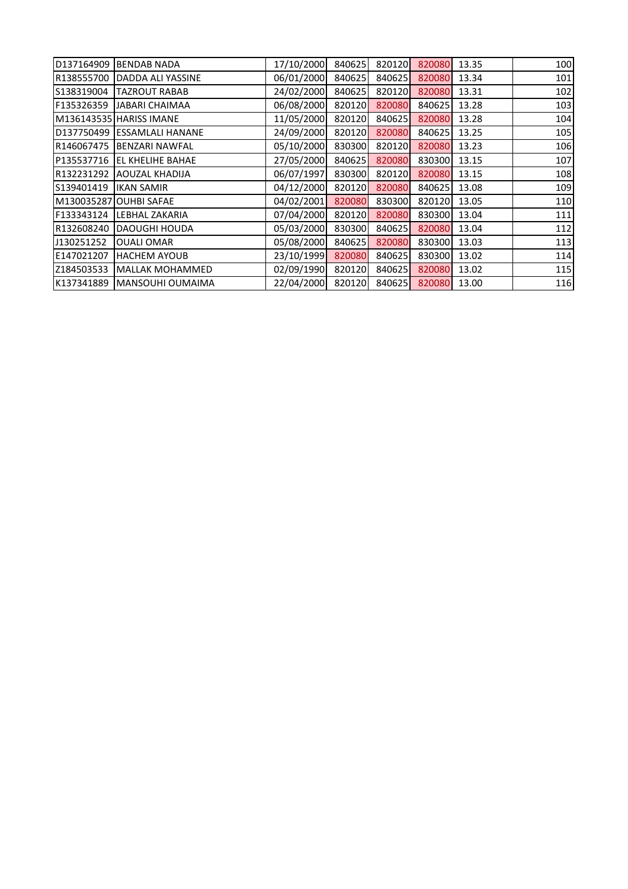| | | | | | | | | |
|---|---|---|---|---|---|---|---|---|
| D137164909 | BENDAB NADA | 17/10/2000 | 840625 | 820120 | 820080 | 13.35 | | 100 |
| R138555700 | DADDA ALI YASSINE | 06/01/2000 | 840625 | 840625 | 820080 | 13.34 | | 101 |
| S138319004 | TAZROUT RABAB | 24/02/2000 | 840625 | 820120 | 820080 | 13.31 | | 102 |
| F135326359 | JABARI CHAIMAA | 06/08/2000 | 820120 | 820080 | 840625 | 13.28 | | 103 |
| M136143535 | HARISS IMANE | 11/05/2000 | 820120 | 840625 | 820080 | 13.28 | | 104 |
| D137750499 | ESSAMLALI HANANE | 24/09/2000 | 820120 | 820080 | 840625 | 13.25 | | 105 |
| R146067475 | BENZARI NAWFAL | 05/10/2000 | 830300 | 820120 | 820080 | 13.23 | | 106 |
| P135537716 | EL KHELIHE BAHAE | 27/05/2000 | 840625 | 820080 | 830300 | 13.15 | | 107 |
| R132231292 | AOUZAL KHADIJA | 06/07/1997 | 830300 | 820120 | 820080 | 13.15 | | 108 |
| S139401419 | IKAN SAMIR | 04/12/2000 | 820120 | 820080 | 840625 | 13.08 | | 109 |
| M130035287 | OUHBI SAFAE | 04/02/2001 | 820080 | 830300 | 820120 | 13.05 | | 110 |
| F133343124 | LEBHAL ZAKARIA | 07/04/2000 | 820120 | 820080 | 830300 | 13.04 | | 111 |
| R132608240 | DAOUGHI HOUDA | 05/03/2000 | 830300 | 840625 | 820080 | 13.04 | | 112 |
| J130251252 | OUALI OMAR | 05/08/2000 | 840625 | 820080 | 830300 | 13.03 | | 113 |
| E147021207 | HACHEM AYOUB | 23/10/1999 | 820080 | 840625 | 830300 | 13.02 | | 114 |
| Z184503533 | MALLAK MOHAMMED | 02/09/1990 | 820120 | 840625 | 820080 | 13.02 | | 115 |
| K137341889 | MANSOUHI OUMAIMA | 22/04/2000 | 820120 | 840625 | 820080 | 13.00 | | 116 |